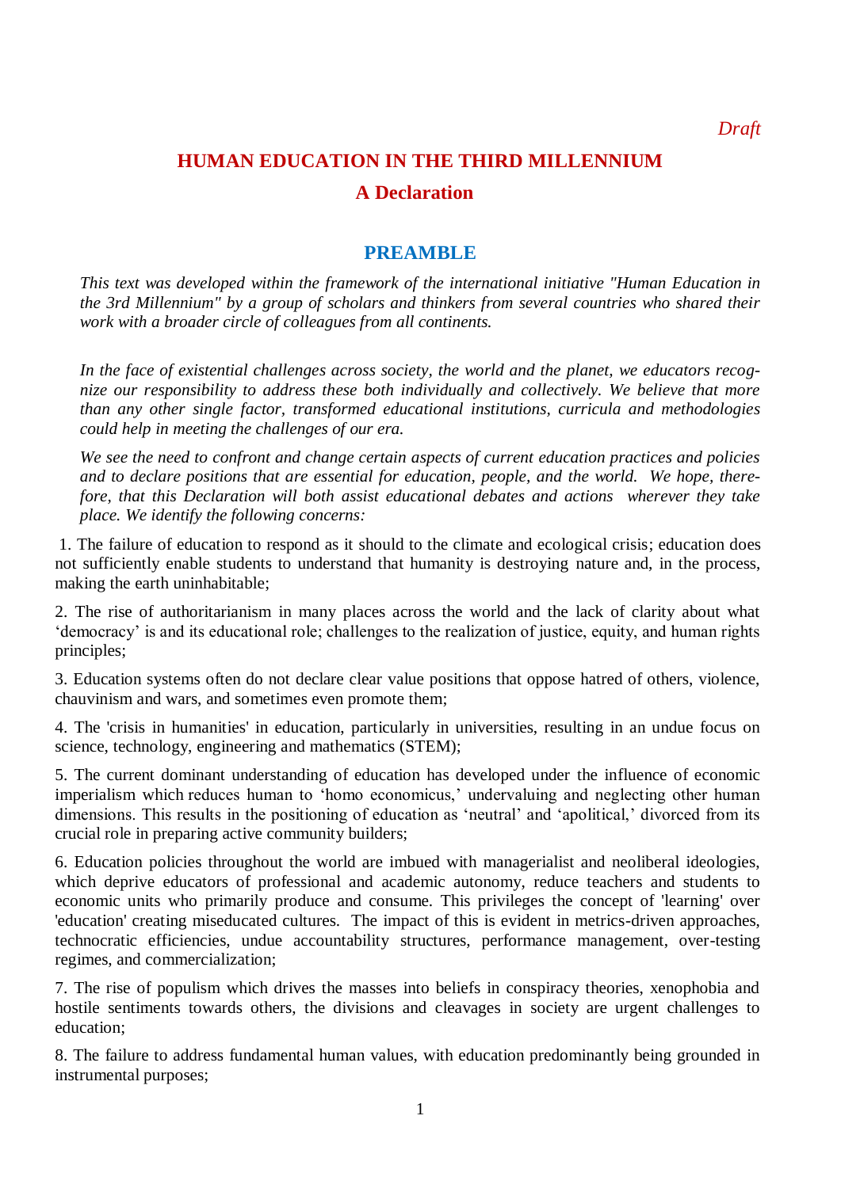*Draft*

# HUMAN EDUCATION IN THE THIRD MILLENNIUM

## A Declaration

## PREAMBLE

*This text was developed within the framework of the international initiative "Human Education in the 3rd Millennium" by a group of scholars and thinkers from several countries who shared their work with a broader circle of colleagues from all continents.*

*In the face of existential challenges across society, the world and the planet, we educators recognize our responsibility to address these both individually and collectively. We believe that more than any other single factor, transformed educational institutions, curricula and methodologies could help in meeting the challenges of our era.*

*We see the need to confront and change certain aspects of current education practices and policies and to declare positions that are essential for education, people, and the world. We hope, therefore, that this Declaration will both assist educational debates and actions wherever they take place. We identify the following concerns:*

1. The failure of education to respond as it should to the climate and ecological crisis; education does not sufficiently enable students to understand that humanity is destroying nature and, in the process, making the earth uninhabitable;

2. The rise of authoritarianism in many places across the world and the lack of clarity about what 'democracy' is and its educational role; challenges to the realization of justice, equity, and human rights principles;

3. Education systems often do not declare clear value positions that oppose hatred of others, violence, chauvinism and wars, and sometimes even promote them;

4. The 'crisis in humanities' in education, particularly in universities, resulting in an undue focus on science, technology, engineering and mathematics (STEM);

5. The current dominant understanding of education has developed under the influence of economic imperialism which reduces human to 'homo economicus,' undervaluing and neglecting other human dimensions. This results in the positioning of education as 'neutral' and 'apolitical,' divorced from its crucial role in preparing active community builders;

6. Education policies throughout the world are imbued with managerialist and neoliberal ideologies, which deprive educators of professional and academic autonomy, reduce teachers and students to economic units who primarily produce and consume. This privileges the concept of 'learning' over 'education' creating miseducated cultures. The impact of this is evident in metrics-driven approaches, technocratic efficiencies, undue accountability structures, performance management, over-testing regimes, and commercialization;

7. The rise of populism which drives the masses into beliefs in conspiracy theories, xenophobia and hostile sentiments towards others, the divisions and cleavages in society are urgent challenges to education;

8. The failure to address fundamental human values, with education predominantly being grounded in instrumental purposes;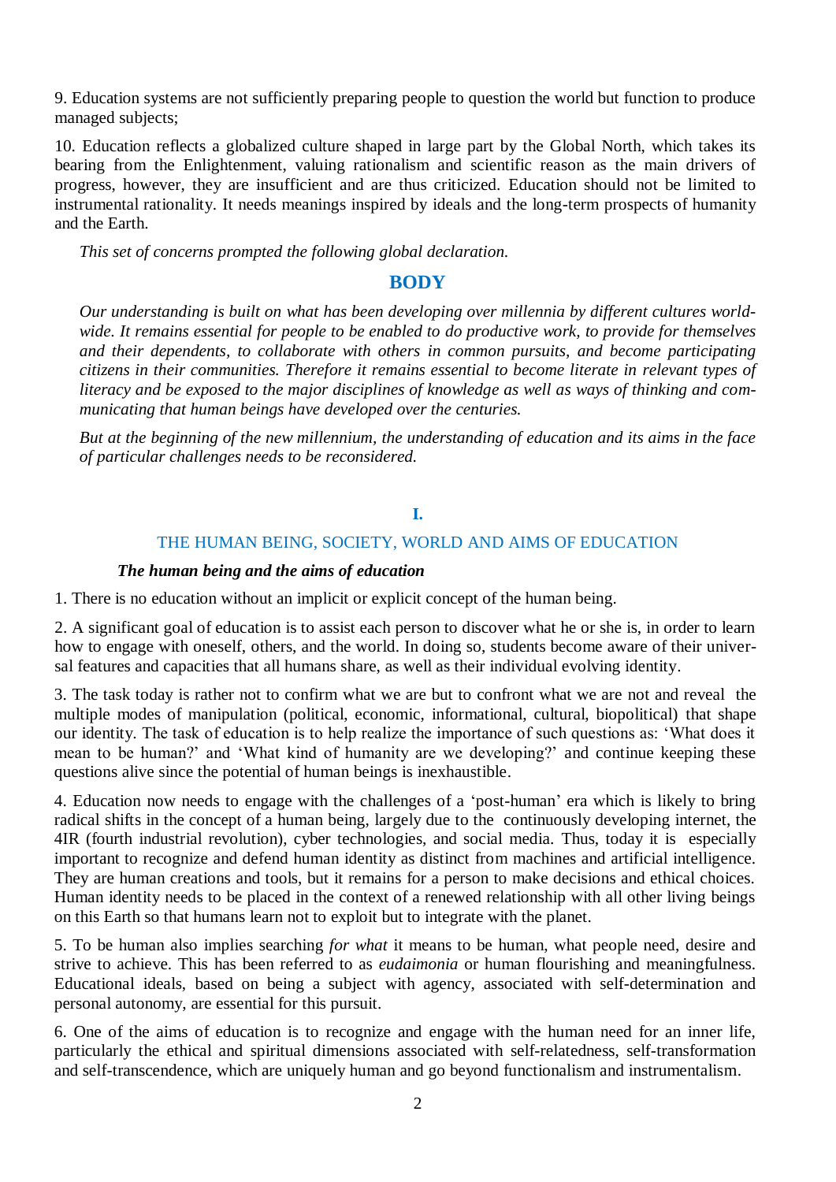9. Education systems are not sufficiently preparing people to question the world but function to produce managed subjects;

10. Education reflects a globalized culture shaped in large part by the Global North, which takes its bearing from the Enlightenment, valuing rationalism and scientific reason as the main drivers of progress, however, they are insufficient and are thus criticized. Education should not be limited to instrumental rationality. It needs meanings inspired by ideals and the long-term prospects of humanity and the Earth.

*This set of concerns prompted the following global declaration.*

## BODY

*Our understanding is built on what has been developing over millennia by different cultures worldwide. It remains essential for people to be enabled to do productive work, to provide for themselves and their dependents, to collaborate with others in common pursuits, and become participating citizens in their communities. Therefore it remains essential to become literate in relevant types of literacy and be exposed to the major disciplines of knowledge as well as ways of thinking and communicating that human beings have developed over the centuries.*

*But at the beginning of the new millennium, the understanding of education and its aims in the face of particular challenges needs to be reconsidered.*

## I.

## THE HUMAN BEING, SOCIETY, WORLD AND AIMS OF EDUCATION

### *The human being and the aims of education*

1. There is no education without an implicit or explicit concept of the human being.

2. A significant goal of education is to assist each person to discover what he or she is, in order to learn how to engage with oneself, others, and the world. In doing so, students become aware of their universal features and capacities that all humans share, as well as their individual evolving identity.

3. The task today is rather not to confirm what we are but to confront what we are not and reveal the multiple modes of manipulation (political, economic, informational, cultural, biopolitical) that shape our identity. The task of education is to help realize the importance of such questions as: 'What does it mean to be human?' and 'What kind of humanity are we developing?' and continue keeping these questions alive since the potential of human beings is inexhaustible.

4. Education now needs to engage with the challenges of a 'post-human' era which is likely to bring radical shifts in the concept of a human being, largely due to the continuously developing internet, the 4IR (fourth industrial revolution), cyber technologies, and social media. Thus, today it is especially important to recognize and defend human identity as distinct from machines and artificial intelligence. They are human creations and tools, but it remains for a person to make decisions and ethical choices. Human identity needs to be placed in the context of a renewed relationship with all other living beings on this Earth so that humans learn not to exploit but to integrate with the planet.

5. To be human also implies searching *for what* it means to be human, what people need, desire and strive to achieve. This has been referred to as *eudaimonia* or human flourishing and meaningfulness. Educational ideals, based on being a subject with agency, associated with self-determination and personal autonomy, are essential for this pursuit.

6. One of the aims of education is to recognize and engage with the human need for an inner life, particularly the ethical and spiritual dimensions associated with self-relatedness, self-transformation and self-transcendence, which are uniquely human and go beyond functionalism and instrumentalism.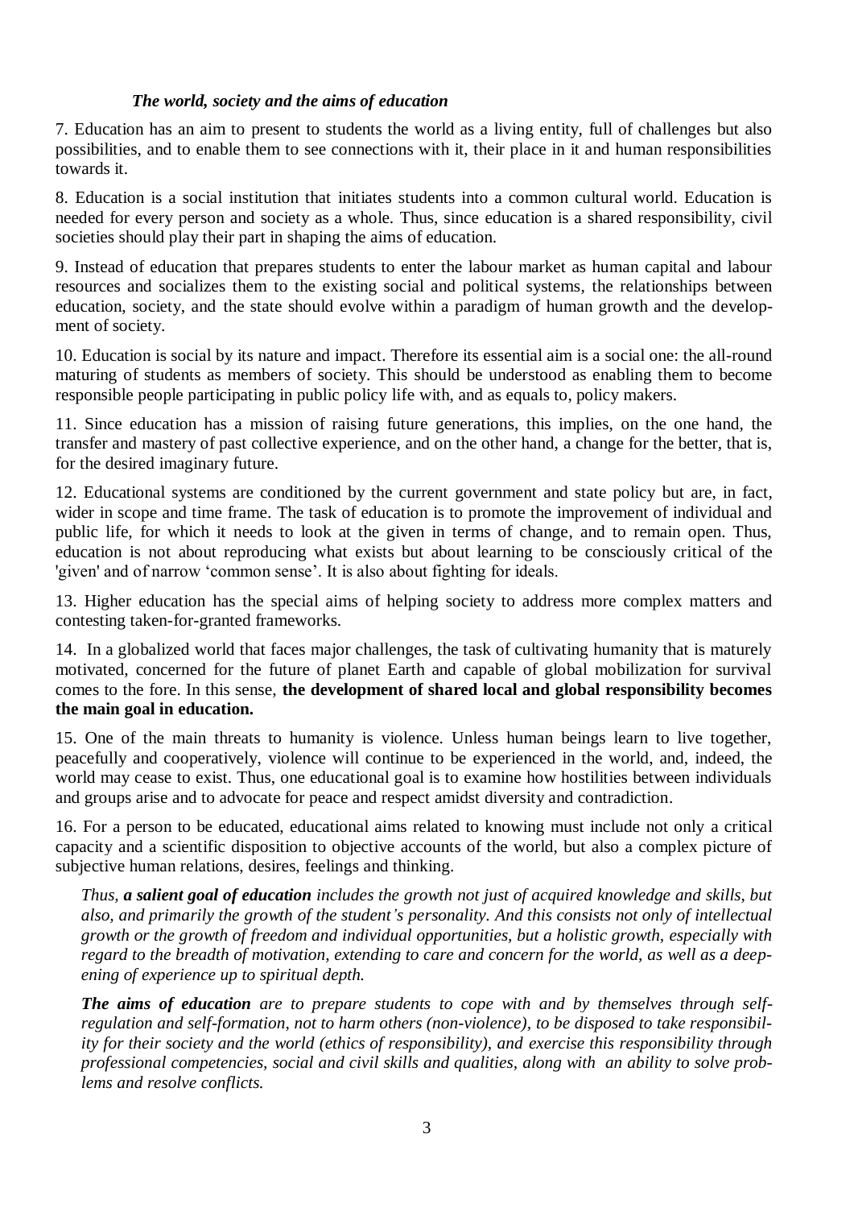### *The world, society and the aims of education*

7. Education has an aim to present to students the world as a living entity, full of challenges but also possibilities, and to enable them to see connections with it, their place in it and human responsibilities towards it.

8. Education is a social institution that initiates students into a common cultural world. Education is needed for every person and society as a whole. Thus, since education is a shared responsibility, civil societies should play their part in shaping the aims of education.

9. Instead of education that prepares students to enter the labour market as human capital and labour resources and socializes them to the existing social and political systems, the relationships between education, society, and the state should evolve within a paradigm of human growth and the development of society.

10. Education is social by its nature and impact. Therefore its essential aim is a social one: the all-round maturing of students as members of society. This should be understood as enabling them to become responsible people participating in public policy life with, and as equals to, policy makers.

11. Since education has a mission of raising future generations, this implies, on the one hand, the transfer and mastery of past collective experience, and on the other hand, a change for the better, that is, for the desired imaginary future.

12. Educational systems are conditioned by the current government and state policy but are, in fact, wider in scope and time frame. The task of education is to promote the improvement of individual and public life, for which it needs to look at the given in terms of change, and to remain open. Thus, education is not about reproducing what exists but about learning to be consciously critical of the 'given' and of narrow 'common sense'. It is also about fighting for ideals.

13. Higher education has the special aims of helping society to address more complex matters and contesting taken-for-granted frameworks.

14. In a globalized world that faces major challenges, the task of cultivating humanity that is maturely motivated, concerned for the future of planet Earth and capable of global mobilization for survival comes to the fore. In this sense, **the development of shared local and global responsibility becomes the main goal in education.**

15. One of the main threats to humanity is violence. Unless human beings learn to live together, peacefully and cooperatively, violence will continue to be experienced in the world, and, indeed, the world may cease to exist. Thus, one educational goal is to examine how hostilities between individuals and groups arise and to advocate for peace and respect amidst diversity and contradiction.

16. For a person to be educated, educational aims related to knowing must include not only a critical capacity and a scientific disposition to objective accounts of the world, but also a complex picture of subjective human relations, desires, feelings and thinking.

*Thus, **a salient goal of education** includes the growth not just of acquired knowledge and skills, but also, and primarily the growth of the student's personality. And this consists not only of intellectual growth or the growth of freedom and individual opportunities, but a holistic growth, especially with regard to the breadth of motivation, extending to care and concern for the world, as well as a deepening of experience up to spiritual depth.*

***The aims of education** are to prepare students to cope with and by themselves through self-regulation and self-formation, not to harm others (non-violence), to be disposed to take responsibility for their society and the world (ethics of responsibility), and exercise this responsibility through professional competencies, social and civil skills and qualities, along with an ability to solve problems and resolve conflicts.*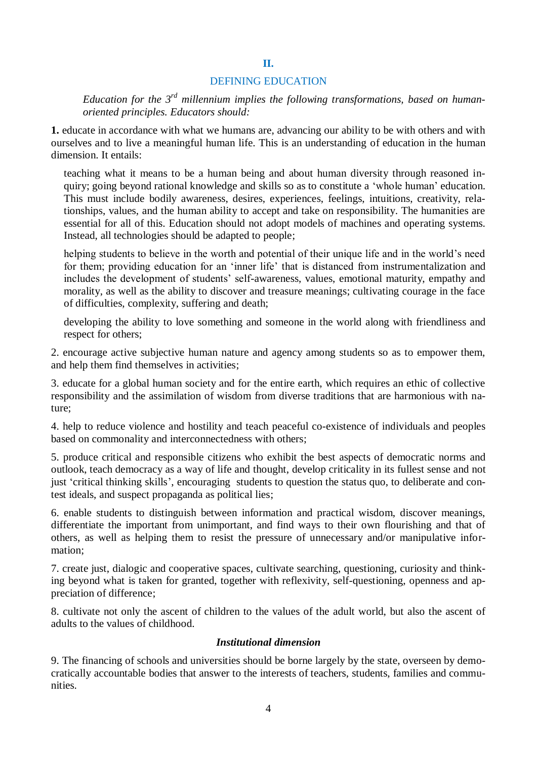## II.

## DEFINING EDUCATION

*Education for the 3rd millennium implies the following transformations, based on human-oriented principles. Educators should:*

**1.** educate in accordance with what we humans are, advancing our ability to be with others and with ourselves and to live a meaningful human life. This is an understanding of education in the human dimension. It entails:

teaching what it means to be a human being and about human diversity through reasoned inquiry; going beyond rational knowledge and skills so as to constitute a 'whole human' education. This must include bodily awareness, desires, experiences, feelings, intuitions, creativity, relationships, values, and the human ability to accept and take on responsibility. The humanities are essential for all of this. Education should not adopt models of machines and operating systems. Instead, all technologies should be adapted to people;

helping students to believe in the worth and potential of their unique life and in the world's need for them; providing education for an 'inner life' that is distanced from instrumentalization and includes the development of students' self-awareness, values, emotional maturity, empathy and morality, as well as the ability to discover and treasure meanings; cultivating courage in the face of difficulties, complexity, suffering and death;

developing the ability to love something and someone in the world along with friendliness and respect for others;

2. encourage active subjective human nature and agency among students so as to empower them, and help them find themselves in activities;

3. educate for a global human society and for the entire earth, which requires an ethic of collective responsibility and the assimilation of wisdom from diverse traditions that are harmonious with nature;

4. help to reduce violence and hostility and teach peaceful co-existence of individuals and peoples based on commonality and interconnectedness with others;

5. produce critical and responsible citizens who exhibit the best aspects of democratic norms and outlook, teach democracy as a way of life and thought, develop criticality in its fullest sense and not just 'critical thinking skills', encouraging students to question the status quo, to deliberate and contest ideals, and suspect propaganda as political lies;

6. enable students to distinguish between information and practical wisdom, discover meanings, differentiate the important from unimportant, and find ways to their own flourishing and that of others, as well as helping them to resist the pressure of unnecessary and/or manipulative information;

7. create just, dialogic and cooperative spaces, cultivate searching, questioning, curiosity and thinking beyond what is taken for granted, together with reflexivity, self-questioning, openness and appreciation of difference;

8. cultivate not only the ascent of children to the values of the adult world, but also the ascent of adults to the values of childhood.

### *Institutional dimension*

9. The financing of schools and universities should be borne largely by the state, overseen by democratically accountable bodies that answer to the interests of teachers, students, families and communities.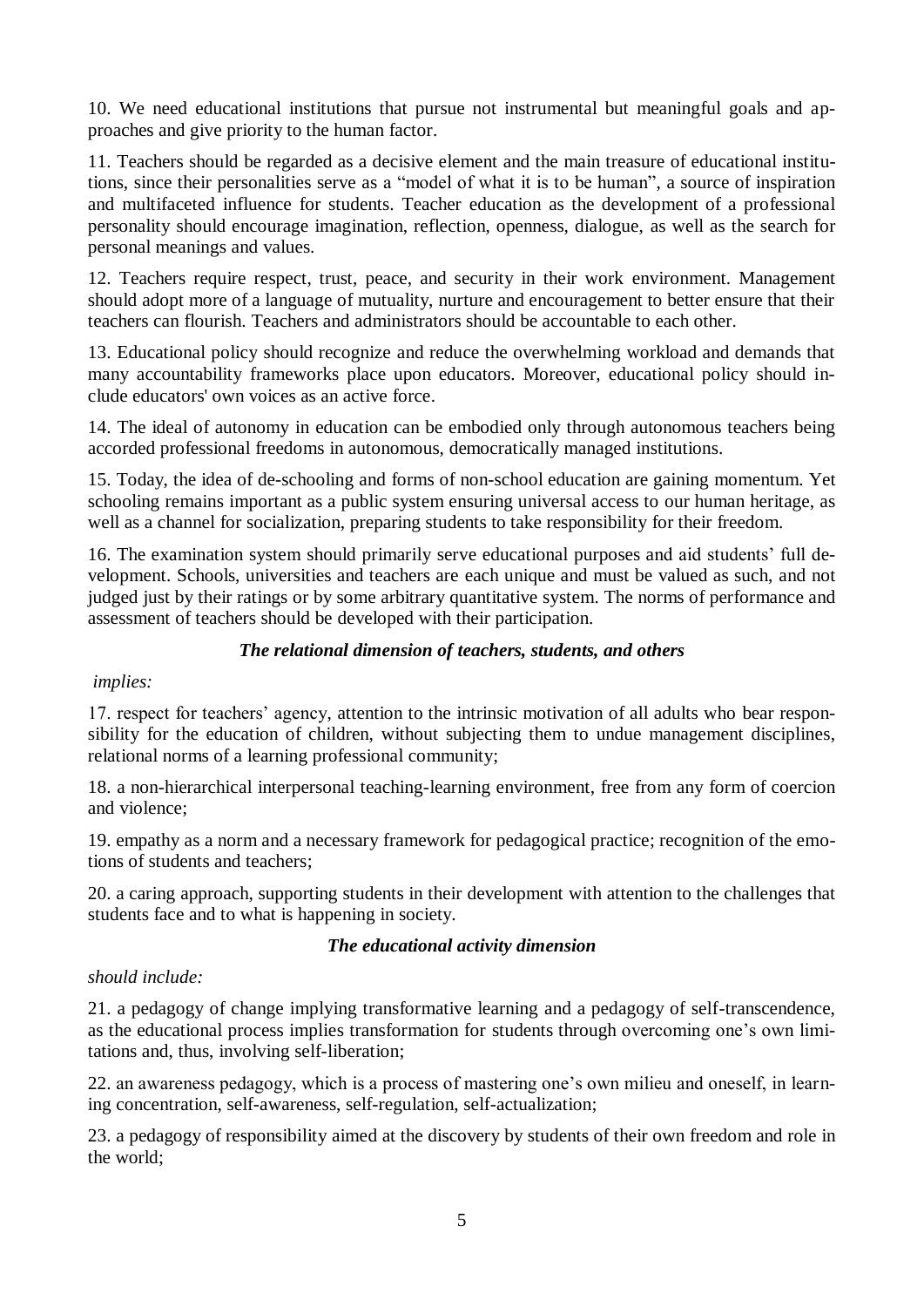10. We need educational institutions that pursue not instrumental but meaningful goals and approaches and give priority to the human factor.

11. Teachers should be regarded as a decisive element and the main treasure of educational institutions, since their personalities serve as a "model of what it is to be human", a source of inspiration and multifaceted influence for students. Teacher education as the development of a professional personality should encourage imagination, reflection, openness, dialogue, as well as the search for personal meanings and values.

12. Teachers require respect, trust, peace, and security in their work environment. Management should adopt more of a language of mutuality, nurture and encouragement to better ensure that their teachers can flourish. Teachers and administrators should be accountable to each other.

13. Educational policy should recognize and reduce the overwhelming workload and demands that many accountability frameworks place upon educators. Moreover, educational policy should include educators' own voices as an active force.

14. The ideal of autonomy in education can be embodied only through autonomous teachers being accorded professional freedoms in autonomous, democratically managed institutions.

15. Today, the idea of de-schooling and forms of non-school education are gaining momentum. Yet schooling remains important as a public system ensuring universal access to our human heritage, as well as a channel for socialization, preparing students to take responsibility for their freedom.

16. The examination system should primarily serve educational purposes and aid students' full development. Schools, universities and teachers are each unique and must be valued as such, and not judged just by their ratings or by some arbitrary quantitative system. The norms of performance and assessment of teachers should be developed with their participation.

### *The relational dimension of teachers, students, and others*

*implies:*

17. respect for teachers' agency, attention to the intrinsic motivation of all adults who bear responsibility for the education of children, without subjecting them to undue management disciplines, relational norms of a learning professional community;

18. a non-hierarchical interpersonal teaching-learning environment, free from any form of coercion and violence;

19. empathy as a norm and a necessary framework for pedagogical practice; recognition of the emotions of students and teachers;

20. a caring approach, supporting students in their development with attention to the challenges that students face and to what is happening in society.

### *The educational activity dimension*

*should include:*

21. a pedagogy of change implying transformative learning and a pedagogy of self-transcendence, as the educational process implies transformation for students through overcoming one's own limitations and, thus, involving self-liberation;

22. an awareness pedagogy, which is a process of mastering one's own milieu and oneself, in learning concentration, self-awareness, self-regulation, self-actualization;

23. a pedagogy of responsibility aimed at the discovery by students of their own freedom and role in the world;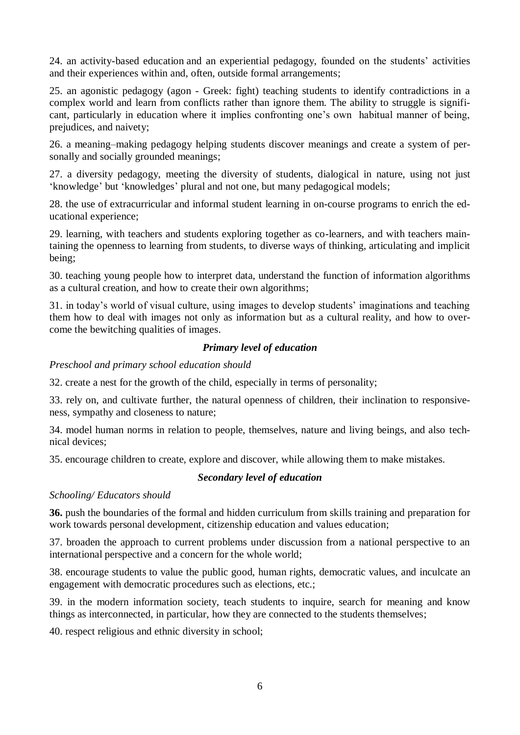24. an activity-based education and an experiential pedagogy, founded on the students' activities and their experiences within and, often, outside formal arrangements;

25. an agonistic pedagogy (agon - Greek: fight) teaching students to identify contradictions in a complex world and learn from conflicts rather than ignore them. The ability to struggle is significant, particularly in education where it implies confronting one's own habitual manner of being, prejudices, and naivety;

26. a meaning–making pedagogy helping students discover meanings and create a system of personally and socially grounded meanings;

27. a diversity pedagogy, meeting the diversity of students, dialogical in nature, using not just 'knowledge' but 'knowledges' plural and not one, but many pedagogical models;

28. the use of extracurricular and informal student learning in on-course programs to enrich the educational experience;

29. learning, with teachers and students exploring together as co-learners, and with teachers maintaining the openness to learning from students, to diverse ways of thinking, articulating and implicit being;

30. teaching young people how to interpret data, understand the function of information algorithms as a cultural creation, and how to create their own algorithms;

31. in today's world of visual culture, using images to develop students' imaginations and teaching them how to deal with images not only as information but as a cultural reality, and how to overcome the bewitching qualities of images.

### *Primary level of education*

*Preschool and primary school education should*

32. create a nest for the growth of the child, especially in terms of personality;

33. rely on, and cultivate further, the natural openness of children, their inclination to responsiveness, sympathy and closeness to nature;

34. model human norms in relation to people, themselves, nature and living beings, and also technical devices;

35. encourage children to create, explore and discover, while allowing them to make mistakes.

### *Secondary level of education*

*Schooling/ Educators should*

**36.** push the boundaries of the formal and hidden curriculum from skills training and preparation for work towards personal development, citizenship education and values education;

37. broaden the approach to current problems under discussion from a national perspective to an international perspective and a concern for the whole world;

38. encourage students to value the public good, human rights, democratic values, and inculcate an engagement with democratic procedures such as elections, etc.;

39. in the modern information society, teach students to inquire, search for meaning and know things as interconnected, in particular, how they are connected to the students themselves;

40. respect religious and ethnic diversity in school;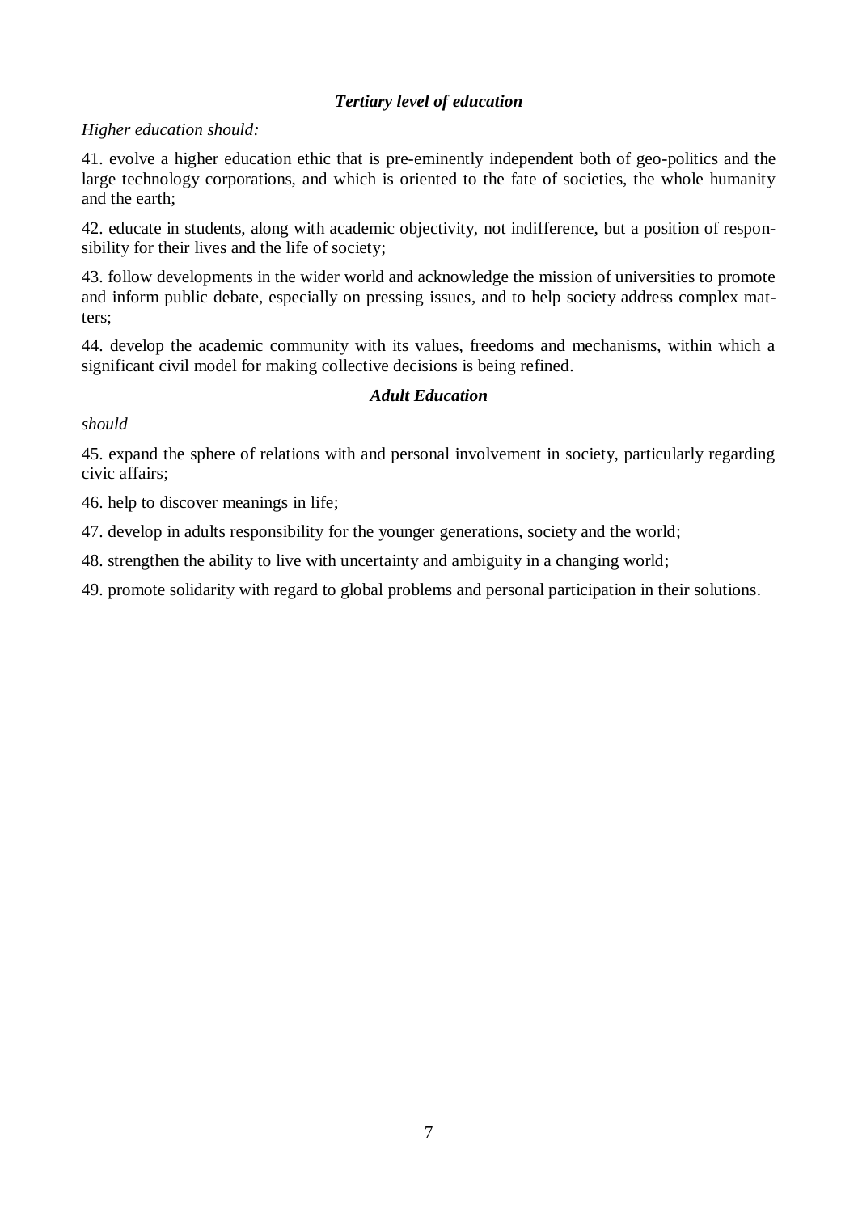### *Tertiary level of education*

*Higher education should:*

41. evolve a higher education ethic that is pre-eminently independent both of geo-politics and the large technology corporations, and which is oriented to the fate of societies, the whole humanity and the earth;

42. educate in students, along with academic objectivity, not indifference, but a position of responsibility for their lives and the life of society;

43. follow developments in the wider world and acknowledge the mission of universities to promote and inform public debate, especially on pressing issues, and to help society address complex matters;

44. develop the academic community with its values, freedoms and mechanisms, within which a significant civil model for making collective decisions is being refined.

### *Adult Education*

*should*

45. expand the sphere of relations with and personal involvement in society, particularly regarding civic affairs;

46. help to discover meanings in life;

47. develop in adults responsibility for the younger generations, society and the world;

48. strengthen the ability to live with uncertainty and ambiguity in a changing world;

49. promote solidarity with regard to global problems and personal participation in their solutions.